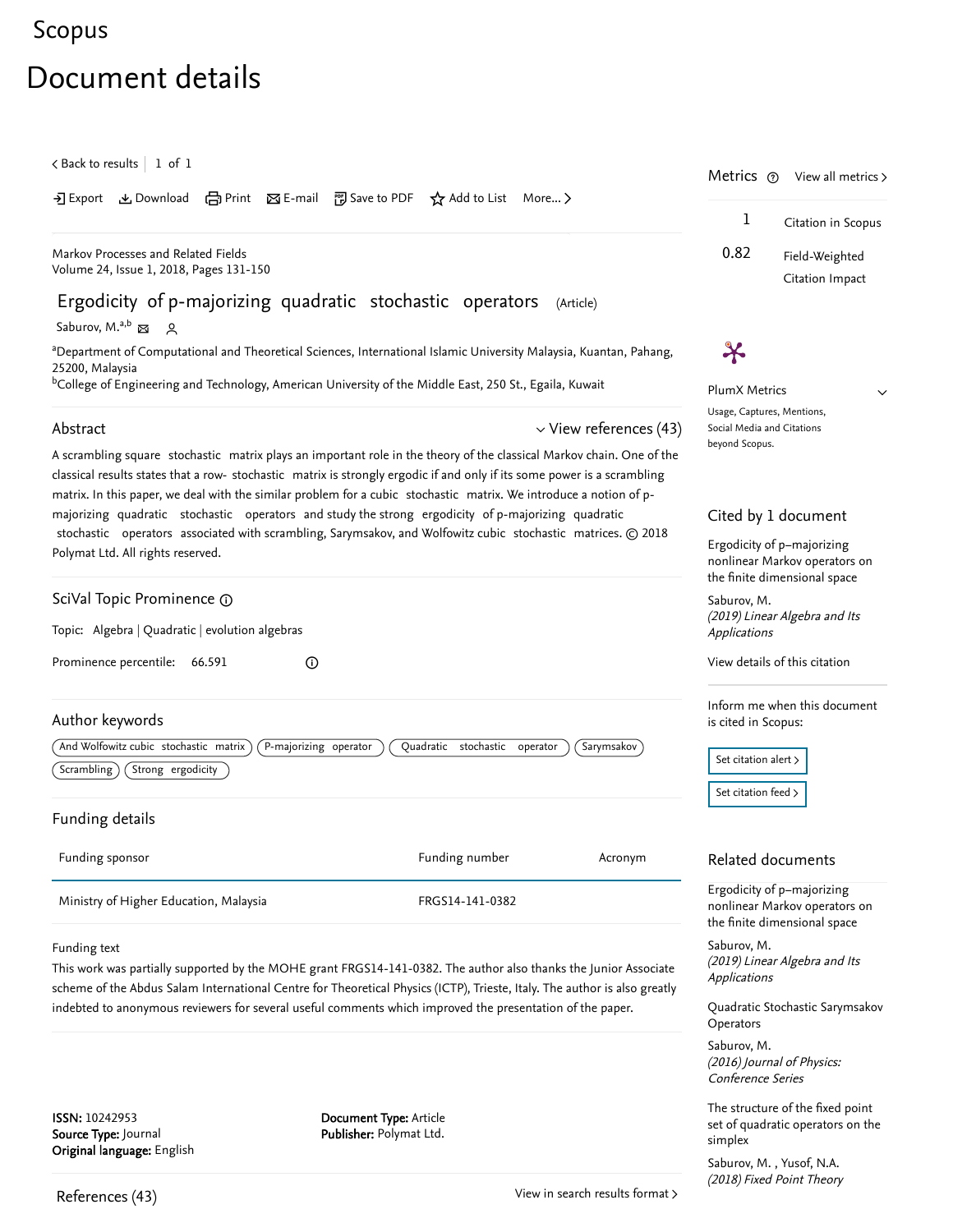Scopus

# Document details

< Back to results | 1 of 1

Export Download Print E-mail Save to PDF Add to List More...

Markov Processes and Related Fields
Volume 24, Issue 1, 2018, Pages 131-150

## Ergodicity of p-majorizing quadratic stochastic operators (Article)

Saburov, M.[a,b]

[a]Department of Computational and Theoretical Sciences, International Islamic University Malaysia, Kuantan, Pahang, 25200, Malaysia
[b]College of Engineering and Technology, American University of the Middle East, 250 St., Egaila, Kuwait

### Abstract

View references (43)

A scrambling square stochastic matrix plays an important role in the theory of the classical Markov chain. One of the classical results states that a row- stochastic matrix is strongly ergodic if and only if its some power is a scrambling matrix. In this paper, we deal with the similar problem for a cubic stochastic matrix. We introduce a notion of p-majorizing quadratic stochastic operators and study the strong ergodicity of p-majorizing quadratic stochastic operators associated with scrambling, Sarymsakov, and Wolfowitz cubic stochastic matrices. © 2018 Polymat Ltd. All rights reserved.

### SciVal Topic Prominence

Topic: Algebra | Quadratic | evolution algebras

Prominence percentile: 66.591

### Author keywords

And Wolfowitz cubic stochastic matrix | P-majorizing operator | Quadratic stochastic operator | Sarymsakov | Scrambling | Strong ergodicity

### Funding details

| Funding sponsor | Funding number | Acronym |
| --- | --- | --- |
| Ministry of Higher Education, Malaysia | FRGS14-141-0382 | |

Funding text

This work was partially supported by the MOHE grant FRGS14-141-0382. The author also thanks the Junior Associate scheme of the Abdus Salam International Centre for Theoretical Physics (ICTP), Trieste, Italy. The author is also greatly indebted to anonymous reviewers for several useful comments which improved the presentation of the paper.

**ISSN:** 10242953
**Source Type:** Journal
**Original language:** English

**Document Type:** Article
**Publisher:** Polymat Ltd.

### References (43)

View in search results format >

### Metrics

View all metrics >

1 Citation in Scopus

0.82 Field-Weighted Citation Impact

PlumX Metrics

Usage, Captures, Mentions, Social Media and Citations beyond Scopus.

### Cited by 1 document

Ergodicity of p–majorizing nonlinear Markov operators on the finite dimensional space

Saburov, M.
*(2019) Linear Algebra and Its Applications*

View details of this citation

Inform me when this document is cited in Scopus:

Set citation alert >

Set citation feed >

### Related documents

Ergodicity of p–majorizing nonlinear Markov operators on the finite dimensional space

Saburov, M.
*(2019) Linear Algebra and Its Applications*

Quadratic Stochastic Sarymsakov Operators

Saburov, M.
*(2016) Journal of Physics: Conference Series*

The structure of the fixed point set of quadratic operators on the simplex

Saburov, M. , Yusof, N.A.
*(2018) Fixed Point Theory*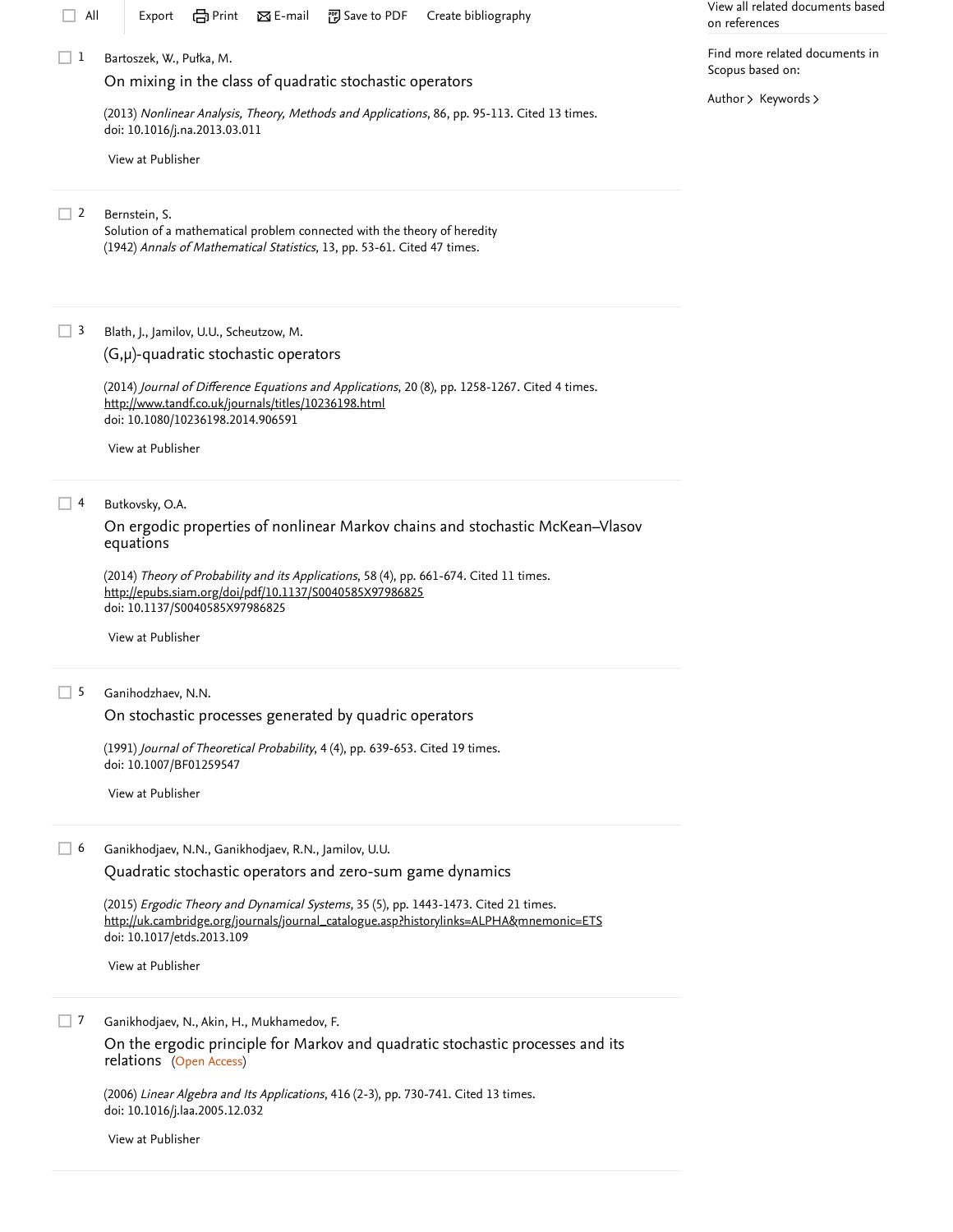All Export Print E-mail Save to PDF Create bibliography

View all related documents based on references

Find more related documents in Scopus based on:

Author > Keywords >

1 Bartoszek, W., Pułka, M.

On mixing in the class of quadratic stochastic operators

(2013) *Nonlinear Analysis, Theory, Methods and Applications*, 86, pp. 95-113. Cited 13 times.
doi: 10.1016/j.na.2013.03.011

View at Publisher

2 Bernstein, S.

Solution of a mathematical problem connected with the theory of heredity
(1942) *Annals of Mathematical Statistics*, 13, pp. 53-61. Cited 47 times.

3 Blath, J., Jamilov, U.U., Scheutzow, M.

(G,μ)-quadratic stochastic operators

(2014) *Journal of Difference Equations and Applications*, 20 (8), pp. 1258-1267. Cited 4 times.
http://www.tandf.co.uk/journals/titles/10236198.html
doi: 10.1080/10236198.2014.906591

View at Publisher

4 Butkovsky, O.A.

On ergodic properties of nonlinear Markov chains and stochastic McKean–Vlasov equations

(2014) *Theory of Probability and its Applications*, 58 (4), pp. 661-674. Cited 11 times.
http://epubs.siam.org/doi/pdf/10.1137/S0040585X97986825
doi: 10.1137/S0040585X97986825

View at Publisher

5 Ganihodzhaev, N.N.

On stochastic processes generated by quadric operators

(1991) *Journal of Theoretical Probability*, 4 (4), pp. 639-653. Cited 19 times.
doi: 10.1007/BF01259547

View at Publisher

6 Ganikhodjaev, N.N., Ganikhodjaev, R.N., Jamilov, U.U.

Quadratic stochastic operators and zero-sum game dynamics

(2015) *Ergodic Theory and Dynamical Systems*, 35 (5), pp. 1443-1473. Cited 21 times.
http://uk.cambridge.org/journals/journal_catalogue.asp?historylinks=ALPHA&mnemonic=ETS
doi: 10.1017/etds.2013.109

View at Publisher

7 Ganikhodjaev, N., Akin, H., Mukhamedov, F.

On the ergodic principle for Markov and quadratic stochastic processes and its relations (Open Access)

(2006) *Linear Algebra and Its Applications*, 416 (2-3), pp. 730-741. Cited 13 times.
doi: 10.1016/j.laa.2005.12.032

View at Publisher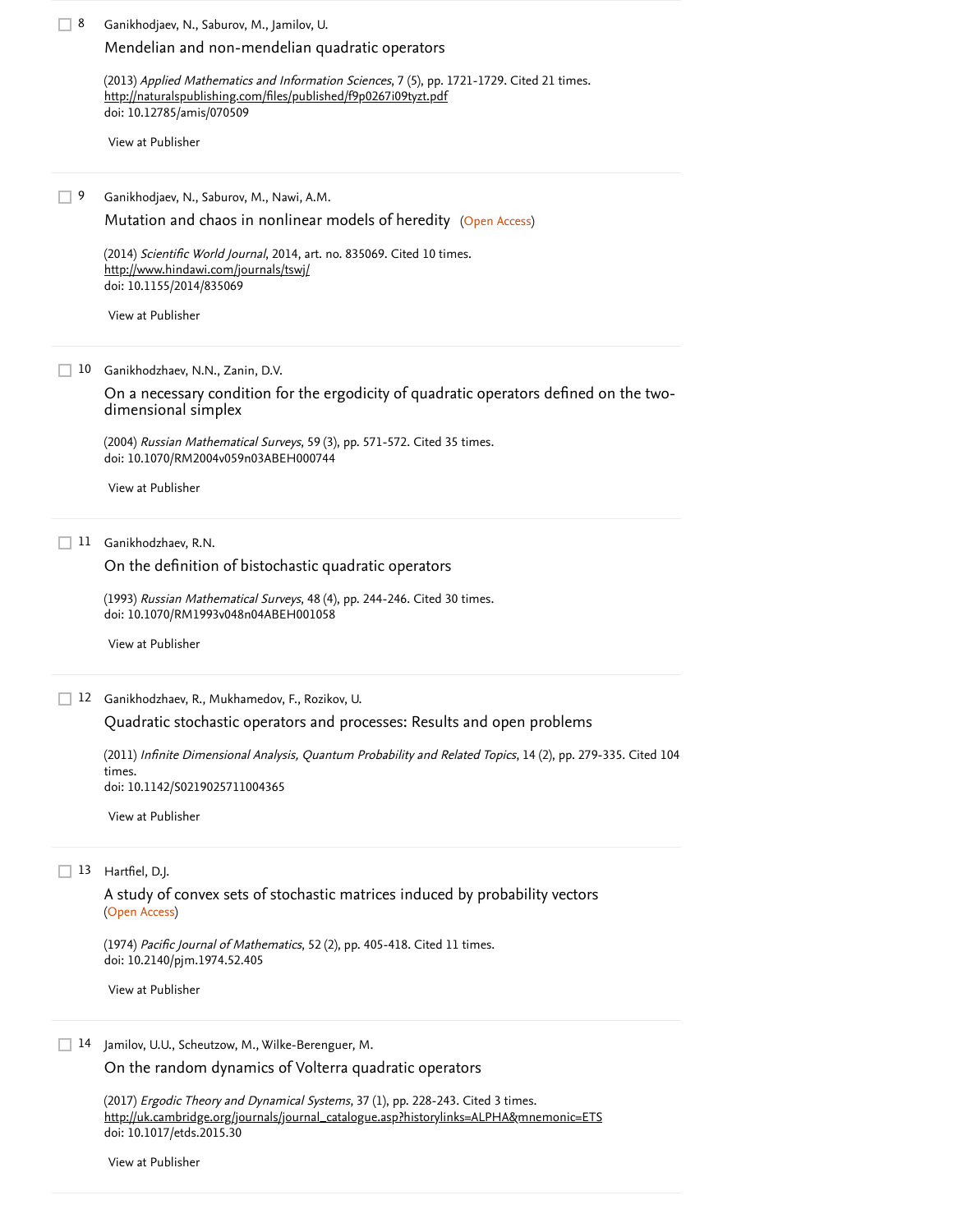8 Ganikhodjaev, N., Saburov, M., Jamilov, U.

Mendelian and non-mendelian quadratic operators

(2013) *Applied Mathematics and Information Sciences*, 7 (5), pp. 1721-1729. Cited 21 times.
http://naturalspublishing.com/files/published/f9p0267i09tyzt.pdf
doi: 10.12785/amis/070509

View at Publisher

---

9 Ganikhodjaev, N., Saburov, M., Nawi, A.M.

Mutation and chaos in nonlinear models of heredity (Open Access)

(2014) *Scientific World Journal*, 2014, art. no. 835069. Cited 10 times.
http://www.hindawi.com/journals/tswj/
doi: 10.1155/2014/835069

View at Publisher

---

10 Ganikhodzhaev, N.N., Zanin, D.V.

On a necessary condition for the ergodicity of quadratic operators defined on the two-dimensional simplex

(2004) *Russian Mathematical Surveys*, 59 (3), pp. 571-572. Cited 35 times.
doi: 10.1070/RM2004v059n03ABEH000744

View at Publisher

---

11 Ganikhodzhaev, R.N.

On the definition of bistochastic quadratic operators

(1993) *Russian Mathematical Surveys*, 48 (4), pp. 244-246. Cited 30 times.
doi: 10.1070/RM1993v048n04ABEH001058

View at Publisher

---

12 Ganikhodzhaev, R., Mukhamedov, F., Rozikov, U.

Quadratic stochastic operators and processes: Results and open problems

(2011) *Infinite Dimensional Analysis, Quantum Probability and Related Topics*, 14 (2), pp. 279-335. Cited 104 times.
doi: 10.1142/S0219025711004365

View at Publisher

---

13 Hartfiel, D.J.

A study of convex sets of stochastic matrices induced by probability vectors (Open Access)

(1974) *Pacific Journal of Mathematics*, 52 (2), pp. 405-418. Cited 11 times.
doi: 10.2140/pjm.1974.52.405

View at Publisher

---

14 Jamilov, U.U., Scheutzow, M., Wilke-Berenguer, M.

On the random dynamics of Volterra quadratic operators

(2017) *Ergodic Theory and Dynamical Systems*, 37 (1), pp. 228-243. Cited 3 times.
http://uk.cambridge.org/journals/journal_catalogue.asp?historylinks=ALPHA&mnemonic=ETS
doi: 10.1017/etds.2015.30

View at Publisher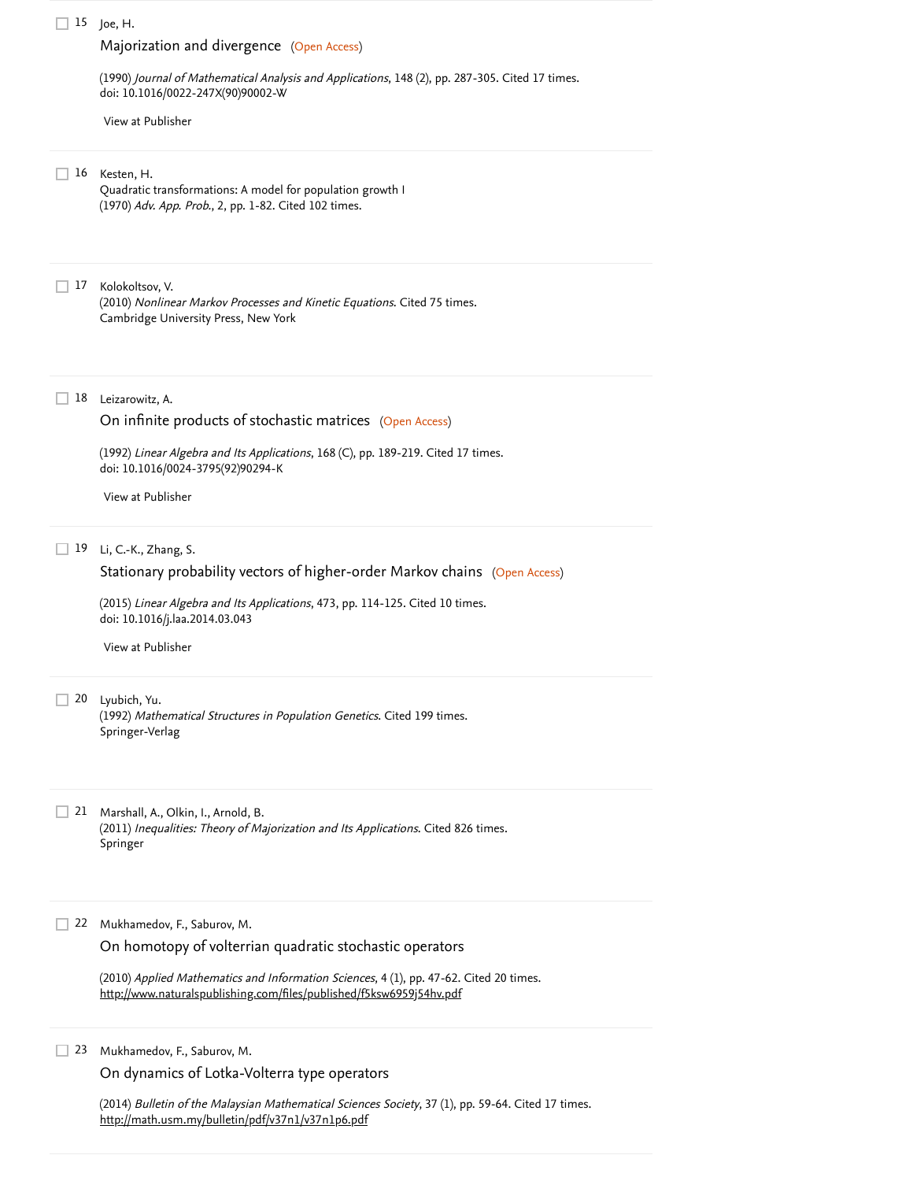15 Joe, H.
Majorization and divergence (Open Access)

(1990) *Journal of Mathematical Analysis and Applications*, 148 (2), pp. 287-305. Cited 17 times.
doi: 10.1016/0022-247X(90)90002-W

View at Publisher

---

16 Kesten, H.
Quadratic transformations: A model for population growth I
(1970) *Adv. App. Prob.*, 2, pp. 1-82. Cited 102 times.

---

17 Kolokoltsov, V.
(2010) *Nonlinear Markov Processes and Kinetic Equations*. Cited 75 times.
Cambridge University Press, New York

---

18 Leizarowitz, A.
On infinite products of stochastic matrices (Open Access)

(1992) *Linear Algebra and Its Applications*, 168 (C), pp. 189-219. Cited 17 times.
doi: 10.1016/0024-3795(92)90294-K

View at Publisher

---

19 Li, C.-K., Zhang, S.
Stationary probability vectors of higher-order Markov chains (Open Access)

(2015) *Linear Algebra and Its Applications*, 473, pp. 114-125. Cited 10 times.
doi: 10.1016/j.laa.2014.03.043

View at Publisher

---

20 Lyubich, Yu.
(1992) *Mathematical Structures in Population Genetics*. Cited 199 times.
Springer-Verlag

---

21 Marshall, A., Olkin, I., Arnold, B.
(2011) *Inequalities: Theory of Majorization and Its Applications*. Cited 826 times.
Springer

---

22 Mukhamedov, F., Saburov, M.
On homotopy of volterrian quadratic stochastic operators

(2010) *Applied Mathematics and Information Sciences*, 4 (1), pp. 47-62. Cited 20 times.
http://www.naturalspublishing.com/files/published/f5ksw6959j54hv.pdf

---

23 Mukhamedov, F., Saburov, M.
On dynamics of Lotka-Volterra type operators

(2014) *Bulletin of the Malaysian Mathematical Sciences Society*, 37 (1), pp. 59-64. Cited 17 times.
http://math.usm.my/bulletin/pdf/v37n1/v37n1p6.pdf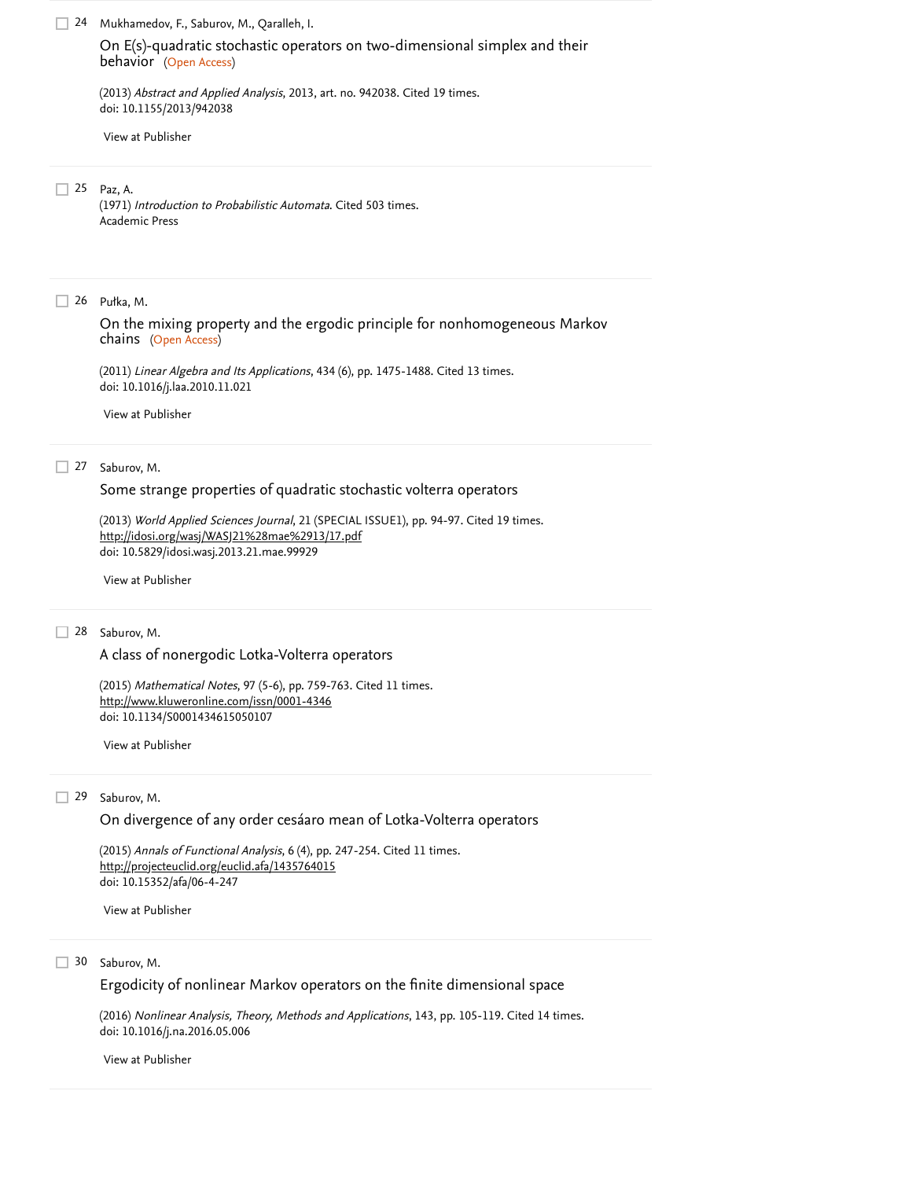24 Mukhamedov, F., Saburov, M., Qaralleh, I.

On E(s)-quadratic stochastic operators on two-dimensional simplex and their behavior (Open Access)

(2013) *Abstract and Applied Analysis*, 2013, art. no. 942038. Cited 19 times.
doi: 10.1155/2013/942038

View at Publisher

---

25 Paz, A.
(1971) *Introduction to Probabilistic Automata*. Cited 503 times.
Academic Press

---

26 Pułka, M.

On the mixing property and the ergodic principle for nonhomogeneous Markov chains (Open Access)

(2011) *Linear Algebra and Its Applications*, 434 (6), pp. 1475-1488. Cited 13 times.
doi: 10.1016/j.laa.2010.11.021

View at Publisher

---

27 Saburov, M.

Some strange properties of quadratic stochastic volterra operators

(2013) *World Applied Sciences Journal*, 21 (SPECIAL ISSUE1), pp. 94-97. Cited 19 times.
http://idosi.org/wasj/WASJ21%28mae%2913/17.pdf
doi: 10.5829/idosi.wasj.2013.21.mae.99929

View at Publisher

---

28 Saburov, M.

A class of nonergodic Lotka-Volterra operators

(2015) *Mathematical Notes*, 97 (5-6), pp. 759-763. Cited 11 times.
http://www.kluweronline.com/issn/0001-4346
doi: 10.1134/S0001434615050107

View at Publisher

---

29 Saburov, M.

On divergence of any order cesáaro mean of Lotka-Volterra operators

(2015) *Annals of Functional Analysis*, 6 (4), pp. 247-254. Cited 11 times.
http://projecteuclid.org/euclid.afa/1435764015
doi: 10.15352/afa/06-4-247

View at Publisher

---

30 Saburov, M.

Ergodicity of nonlinear Markov operators on the finite dimensional space

(2016) *Nonlinear Analysis, Theory, Methods and Applications*, 143, pp. 105-119. Cited 14 times.
doi: 10.1016/j.na.2016.05.006

View at Publisher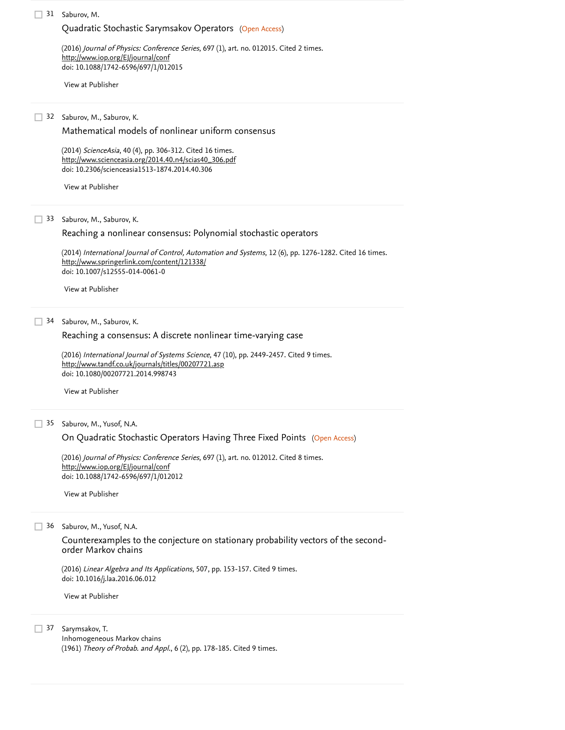31 Saburov, M.

Quadratic Stochastic Sarymsakov Operators (Open Access)

(2016) *Journal of Physics: Conference Series*, 697 (1), art. no. 012015. Cited 2 times.
http://www.iop.org/EJ/journal/conf
doi: 10.1088/1742-6596/697/1/012015

View at Publisher

---

32 Saburov, M., Saburov, K.

Mathematical models of nonlinear uniform consensus

(2014) *ScienceAsia*, 40 (4), pp. 306-312. Cited 16 times.
http://www.scienceasia.org/2014.40.n4/scias40_306.pdf
doi: 10.2306/scienceasia1513-1874.2014.40.306

View at Publisher

---

33 Saburov, M., Saburov, K.

Reaching a nonlinear consensus: Polynomial stochastic operators

(2014) *International Journal of Control, Automation and Systems*, 12 (6), pp. 1276-1282. Cited 16 times.
http://www.springerlink.com/content/121338/
doi: 10.1007/s12555-014-0061-0

View at Publisher

---

34 Saburov, M., Saburov, K.

Reaching a consensus: A discrete nonlinear time-varying case

(2016) *International Journal of Systems Science*, 47 (10), pp. 2449-2457. Cited 9 times.
http://www.tandf.co.uk/journals/titles/00207721.asp
doi: 10.1080/00207721.2014.998743

View at Publisher

---

35 Saburov, M., Yusof, N.A.

On Quadratic Stochastic Operators Having Three Fixed Points (Open Access)

(2016) *Journal of Physics: Conference Series*, 697 (1), art. no. 012012. Cited 8 times.
http://www.iop.org/EJ/journal/conf
doi: 10.1088/1742-6596/697/1/012012

View at Publisher

---

36 Saburov, M., Yusof, N.A.

Counterexamples to the conjecture on stationary probability vectors of the second-order Markov chains

(2016) *Linear Algebra and Its Applications*, 507, pp. 153-157. Cited 9 times.
doi: 10.1016/j.laa.2016.06.012

View at Publisher

---

37 Sarymsakov, T.

Inhomogeneous Markov chains

(1961) *Theory of Probab. and Appl.*, 6 (2), pp. 178-185. Cited 9 times.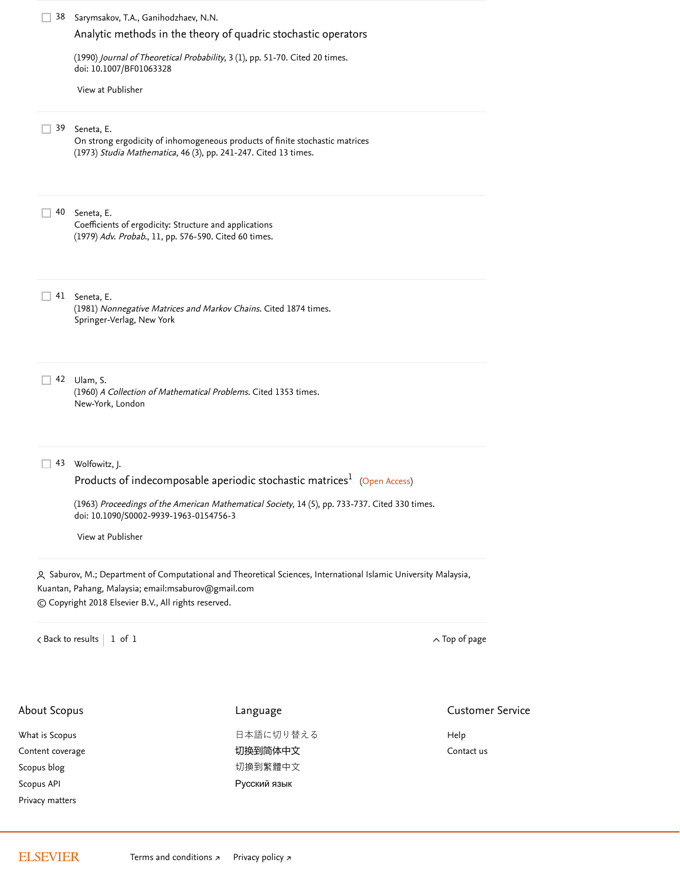38 Sarymsakov, T.A., Ganihodzhaev, N.N.

Analytic methods in the theory of quadric stochastic operators

(1990) *Journal of Theoretical Probability*, 3 (1), pp. 51-70. Cited 20 times.
doi: 10.1007/BF01063328

View at Publisher

---

39 Seneta, E.
On strong ergodicity of inhomogeneous products of finite stochastic matrices
(1973) *Studia Mathematica*, 46 (3), pp. 241-247. Cited 13 times.

---

40 Seneta, E.
Coefficients of ergodicity: Structure and applications
(1979) *Adv. Probab.*, 11, pp. 576-590. Cited 60 times.

---

41 Seneta, E.
(1981) *Nonnegative Matrices and Markov Chains*. Cited 1874 times.
Springer-Verlag, New York

---

42 Ulam, S.
(1960) *A Collection of Mathematical Problems*. Cited 1353 times.
New-York, London

---

43 Wolfowitz, J.

Products of indecomposable aperiodic stochastic matrices[1] (Open Access)

(1963) *Proceedings of the American Mathematical Society*, 14 (5), pp. 733-737. Cited 330 times.
doi: 10.1090/S0002-9939-1963-0154756-3

View at Publisher

---

Saburov, M.; Department of Computational and Theoretical Sciences, International Islamic University Malaysia, Kuantan, Pahang, Malaysia; email:msaburov@gmail.com

© Copyright 2018 Elsevier B.V., All rights reserved.

Back to results | 1 of 1

Top of page

## About Scopus

What is Scopus
Content coverage
Scopus blog
Scopus API
Privacy matters

## Language

日本語に切り替える
切换到简体中文
切換到繁體中文
Русский язык

## Customer Service

Help
Contact us

ELSEVIER

Terms and conditions ↗

Privacy policy ↗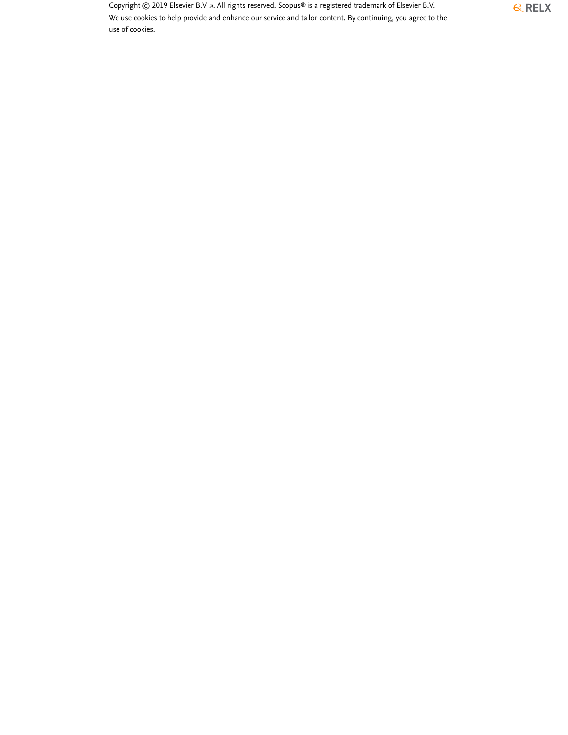Copyright © 2019 Elsevier B.V ↗. All rights reserved. Scopus® is a registered trademark of Elsevier B.V.
We use cookies to help provide and enhance our service and tailor content. By continuing, you agree to the use of cookies.

RELX